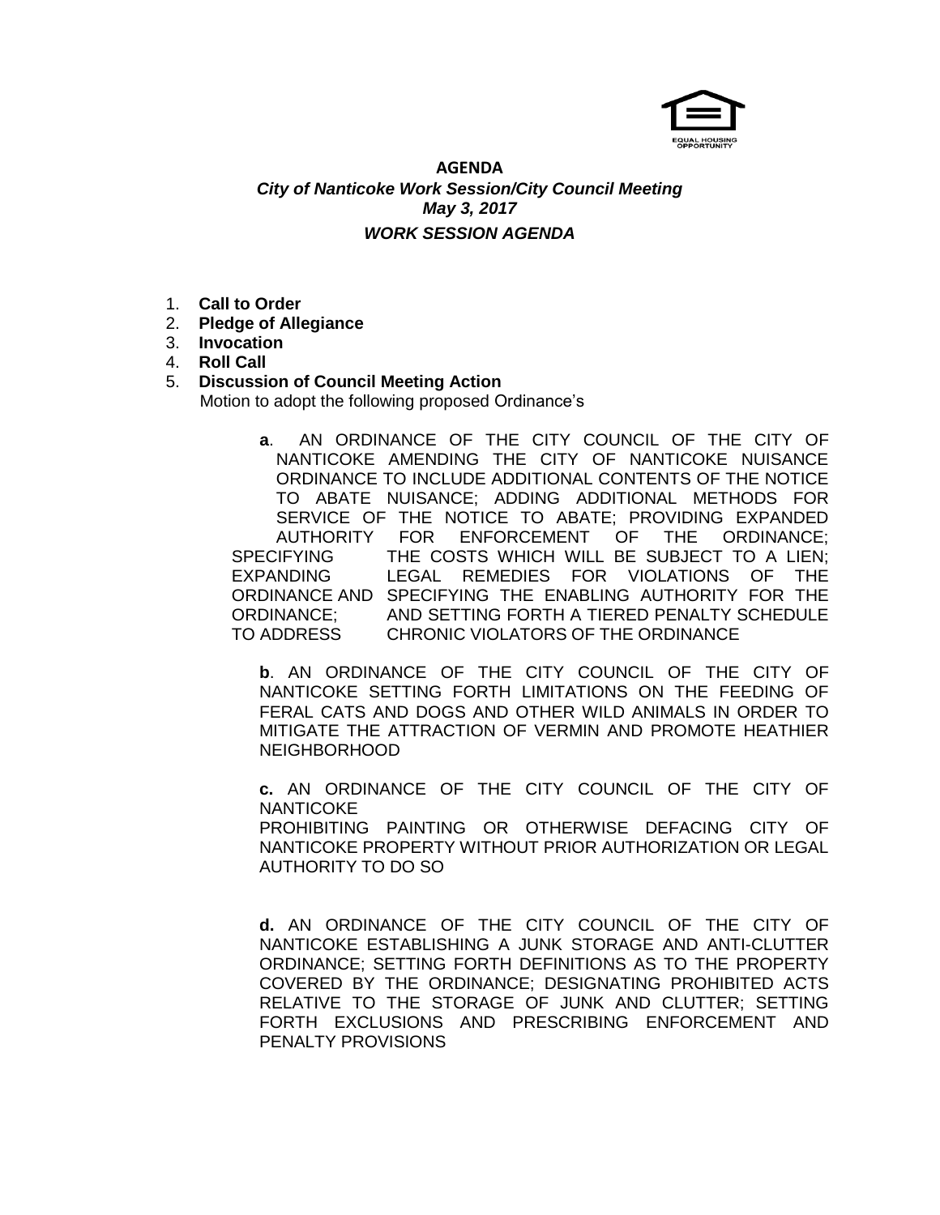EQUAL HOUSING OPPORTUNITY

**AGENDA**

***City of Nanticoke Work Session/City Council Meeting***

***May 3, 2017***

***WORK SESSION AGENDA***

1. **Call to Order**
2. **Pledge of Allegiance**
3. **Invocation**
4. **Roll Call**
5. **Discussion of Council Meeting Action**

   Motion to adopt the following proposed Ordinance's

   **a**. AN ORDINANCE OF THE CITY COUNCIL OF THE CITY OF NANTICOKE AMENDING THE CITY OF NANTICOKE NUISANCE ORDINANCE TO INCLUDE ADDITIONAL CONTENTS OF THE NOTICE TO ABATE NUISANCE; ADDING ADDITIONAL METHODS FOR SERVICE OF THE NOTICE TO ABATE; PROVIDING EXPANDED AUTHORITY FOR ENFORCEMENT OF THE ORDINANCE; SPECIFYING THE COSTS WHICH WILL BE SUBJECT TO A LIEN; EXPANDING LEGAL REMEDIES FOR VIOLATIONS OF THE ORDINANCE AND SPECIFYING THE ENABLING AUTHORITY FOR THE ORDINANCE; AND SETTING FORTH A TIERED PENALTY SCHEDULE TO ADDRESS CHRONIC VIOLATORS OF THE ORDINANCE

   **b**. AN ORDINANCE OF THE CITY COUNCIL OF THE CITY OF NANTICOKE SETTING FORTH LIMITATIONS ON THE FEEDING OF FERAL CATS AND DOGS AND OTHER WILD ANIMALS IN ORDER TO MITIGATE THE ATTRACTION OF VERMIN AND PROMOTE HEATHIER NEIGHBORHOOD

   **c.** AN ORDINANCE OF THE CITY COUNCIL OF THE CITY OF NANTICOKE PROHIBITING PAINTING OR OTHERWISE DEFACING CITY OF NANTICOKE PROPERTY WITHOUT PRIOR AUTHORIZATION OR LEGAL AUTHORITY TO DO SO

   **d.** AN ORDINANCE OF THE CITY COUNCIL OF THE CITY OF NANTICOKE ESTABLISHING A JUNK STORAGE AND ANTI-CLUTTER ORDINANCE; SETTING FORTH DEFINITIONS AS TO THE PROPERTY COVERED BY THE ORDINANCE; DESIGNATING PROHIBITED ACTS RELATIVE TO THE STORAGE OF JUNK AND CLUTTER; SETTING FORTH EXCLUSIONS AND PRESCRIBING ENFORCEMENT AND PENALTY PROVISIONS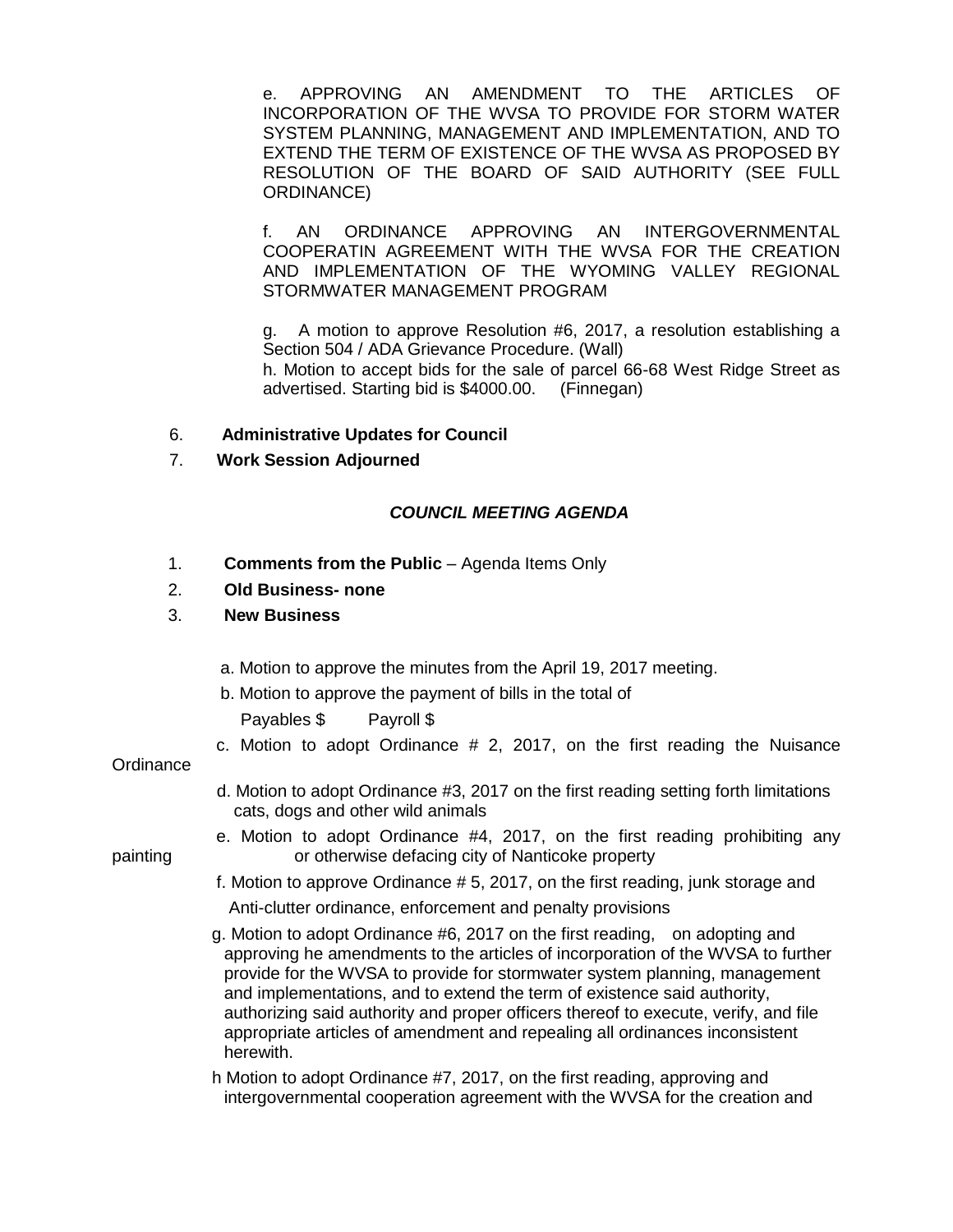e. APPROVING AN AMENDMENT TO THE ARTICLES OF INCORPORATION OF THE WVSA TO PROVIDE FOR STORM WATER SYSTEM PLANNING, MANAGEMENT AND IMPLEMENTATION, AND TO EXTEND THE TERM OF EXISTENCE OF THE WVSA AS PROPOSED BY RESOLUTION OF THE BOARD OF SAID AUTHORITY (SEE FULL ORDINANCE)

f. AN ORDINANCE APPROVING AN INTERGOVERNMENTAL COOPERATIN AGREEMENT WITH THE WVSA FOR THE CREATION AND IMPLEMENTATION OF THE WYOMING VALLEY REGIONAL STORMWATER MANAGEMENT PROGRAM

g. A motion to approve Resolution #6, 2017, a resolution establishing a Section 504 / ADA Grievance Procedure. (Wall)

h. Motion to accept bids for the sale of parcel 66-68 West Ridge Street as advertised. Starting bid is $4000.00. (Finnegan)

6. **Administrative Updates for Council**
7. **Work Session Adjourned**

## *COUNCIL MEETING AGENDA*

1. **Comments from the Public** – Agenda Items Only
2. **Old Business- none**
3. **New Business**

a. Motion to approve the minutes from the April 19, 2017 meeting.

b. Motion to approve the payment of bills in the total of

Payables $ Payroll $

c. Motion to adopt Ordinance # 2, 2017, on the first reading the Nuisance Ordinance

d. Motion to adopt Ordinance #3, 2017 on the first reading setting forth limitations cats, dogs and other wild animals

e. Motion to adopt Ordinance #4, 2017, on the first reading prohibiting any painting or otherwise defacing city of Nanticoke property

f. Motion to approve Ordinance # 5, 2017, on the first reading, junk storage and Anti-clutter ordinance, enforcement and penalty provisions

g. Motion to adopt Ordinance #6, 2017 on the first reading, on adopting and approving he amendments to the articles of incorporation of the WVSA to further provide for the WVSA to provide for stormwater system planning, management and implementations, and to extend the term of existence said authority, authorizing said authority and proper officers thereof to execute, verify, and file appropriate articles of amendment and repealing all ordinances inconsistent herewith.

h Motion to adopt Ordinance #7, 2017, on the first reading, approving and intergovernmental cooperation agreement with the WVSA for the creation and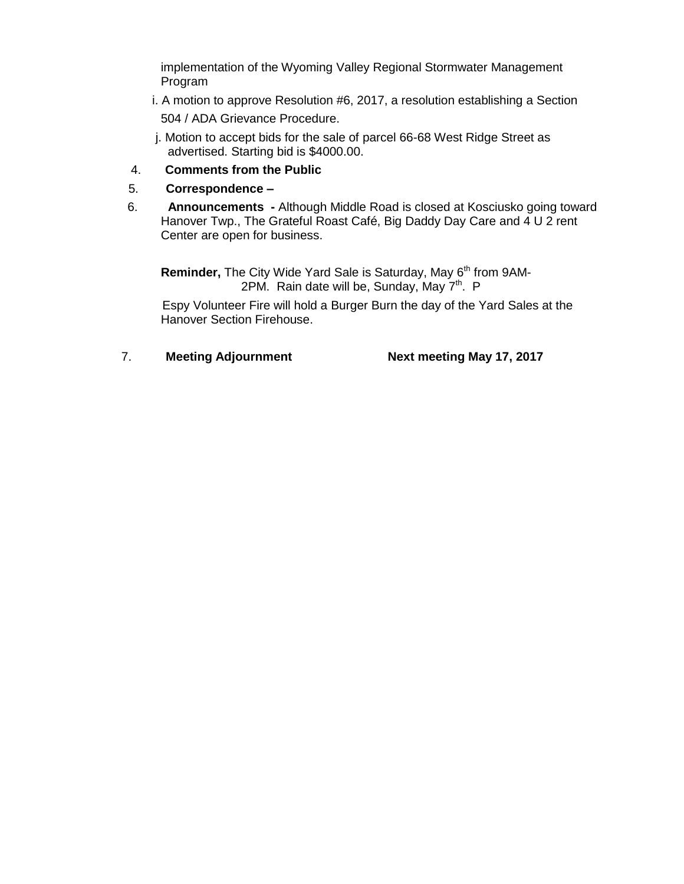implementation of the Wyoming Valley Regional Stormwater Management Program

i. A motion to approve Resolution #6, 2017, a resolution establishing a Section 504 / ADA Grievance Procedure.

j. Motion to accept bids for the sale of parcel 66-68 West Ridge Street as advertised. Starting bid is $4000.00.

4. **Comments from the Public**

5. **Correspondence –**

6. **Announcements -** Although Middle Road is closed at Kosciusko going toward Hanover Twp., The Grateful Roast Café, Big Daddy Day Care and 4 U 2 rent Center are open for business.

**Reminder,** The City Wide Yard Sale is Saturday, May 6th from 9AM-2PM. Rain date will be, Sunday, May 7th. P

Espy Volunteer Fire will hold a Burger Burn the day of the Yard Sales at the Hanover Section Firehouse.

7. **Meeting Adjournment** **Next meeting May 17, 2017**